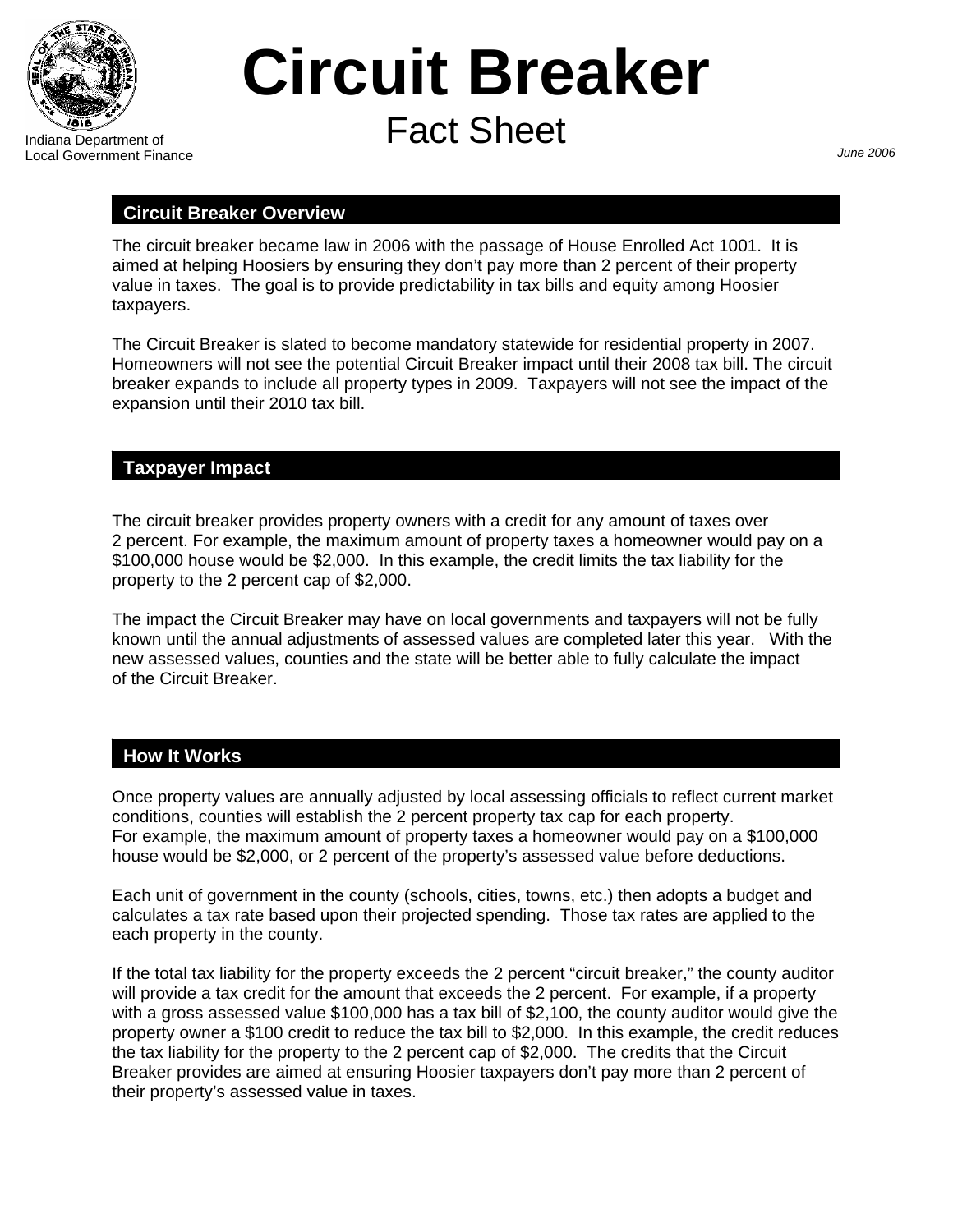Indiana Department of Local Government Finance

# Circuit Breaker

## Fact Sheet

*June 2006*

## Circuit Breaker Overview

The circuit breaker became law in 2006 with the passage of House Enrolled Act 1001. It is aimed at helping Hoosiers by ensuring they don't pay more than 2 percent of their property value in taxes. The goal is to provide predictability in tax bills and equity among Hoosier taxpayers.

The Circuit Breaker is slated to become mandatory statewide for residential property in 2007. Homeowners will not see the potential Circuit Breaker impact until their 2008 tax bill. The circuit breaker expands to include all property types in 2009. Taxpayers will not see the impact of the expansion until their 2010 tax bill.

## Taxpayer Impact

The circuit breaker provides property owners with a credit for any amount of taxes over 2 percent. For example, the maximum amount of property taxes a homeowner would pay on a $100,000 house would be $2,000. In this example, the credit limits the tax liability for the property to the 2 percent cap of $2,000.

The impact the Circuit Breaker may have on local governments and taxpayers will not be fully known until the annual adjustments of assessed values are completed later this year. With the new assessed values, counties and the state will be better able to fully calculate the impact of the Circuit Breaker.

## How It Works

Once property values are annually adjusted by local assessing officials to reflect current market conditions, counties will establish the 2 percent property tax cap for each property. For example, the maximum amount of property taxes a homeowner would pay on a $100,000 house would be $2,000, or 2 percent of the property's assessed value before deductions.

Each unit of government in the county (schools, cities, towns, etc.) then adopts a budget and calculates a tax rate based upon their projected spending. Those tax rates are applied to the each property in the county.

If the total tax liability for the property exceeds the 2 percent "circuit breaker," the county auditor will provide a tax credit for the amount that exceeds the 2 percent. For example, if a property with a gross assessed value $100,000 has a tax bill of $2,100, the county auditor would give the property owner a $100 credit to reduce the tax bill to $2,000. In this example, the credit reduces the tax liability for the property to the 2 percent cap of $2,000. The credits that the Circuit Breaker provides are aimed at ensuring Hoosier taxpayers don't pay more than 2 percent of their property's assessed value in taxes.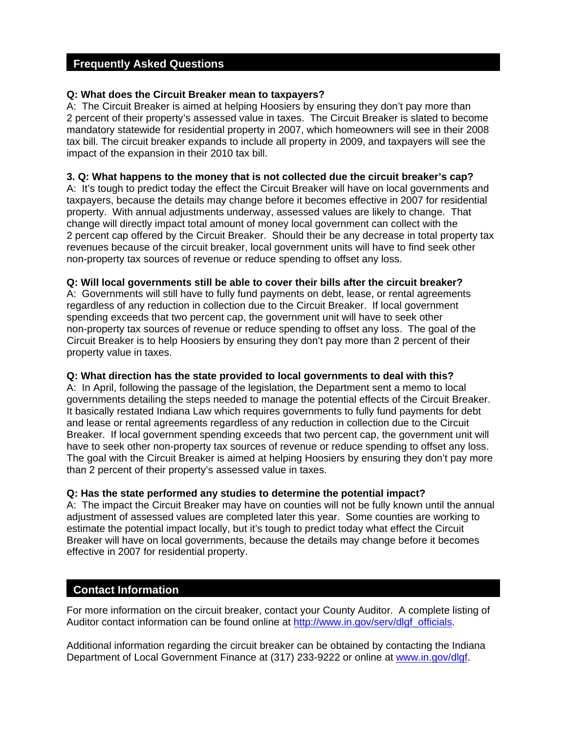## Frequently Asked Questions

**Q: What does the Circuit Breaker mean to taxpayers?**
A: The Circuit Breaker is aimed at helping Hoosiers by ensuring they don't pay more than 2 percent of their property's assessed value in taxes. The Circuit Breaker is slated to become mandatory statewide for residential property in 2007, which homeowners will see in their 2008 tax bill. The circuit breaker expands to include all property in 2009, and taxpayers will see the impact of the expansion in their 2010 tax bill.

**3. Q: What happens to the money that is not collected due the circuit breaker's cap?**
A: It's tough to predict today the effect the Circuit Breaker will have on local governments and taxpayers, because the details may change before it becomes effective in 2007 for residential property. With annual adjustments underway, assessed values are likely to change. That change will directly impact total amount of money local government can collect with the 2 percent cap offered by the Circuit Breaker. Should their be any decrease in total property tax revenues because of the circuit breaker, local government units will have to find seek other non-property tax sources of revenue or reduce spending to offset any loss.

**Q: Will local governments still be able to cover their bills after the circuit breaker?**
A: Governments will still have to fully fund payments on debt, lease, or rental agreements regardless of any reduction in collection due to the Circuit Breaker. If local government spending exceeds that two percent cap, the government unit will have to seek other non-property tax sources of revenue or reduce spending to offset any loss. The goal of the Circuit Breaker is to help Hoosiers by ensuring they don't pay more than 2 percent of their property value in taxes.

**Q: What direction has the state provided to local governments to deal with this?**
A: In April, following the passage of the legislation, the Department sent a memo to local governments detailing the steps needed to manage the potential effects of the Circuit Breaker. It basically restated Indiana Law which requires governments to fully fund payments for debt and lease or rental agreements regardless of any reduction in collection due to the Circuit Breaker. If local government spending exceeds that two percent cap, the government unit will have to seek other non-property tax sources of revenue or reduce spending to offset any loss. The goal with the Circuit Breaker is aimed at helping Hoosiers by ensuring they don't pay more than 2 percent of their property's assessed value in taxes.

**Q: Has the state performed any studies to determine the potential impact?**
A: The impact the Circuit Breaker may have on counties will not be fully known until the annual adjustment of assessed values are completed later this year. Some counties are working to estimate the potential impact locally, but it's tough to predict today what effect the Circuit Breaker will have on local governments, because the details may change before it becomes effective in 2007 for residential property.

## Contact Information

For more information on the circuit breaker, contact your County Auditor. A complete listing of Auditor contact information can be found online at http://www.in.gov/serv/dlgf_officials.

Additional information regarding the circuit breaker can be obtained by contacting the Indiana Department of Local Government Finance at (317) 233-9222 or online at www.in.gov/dlgf.